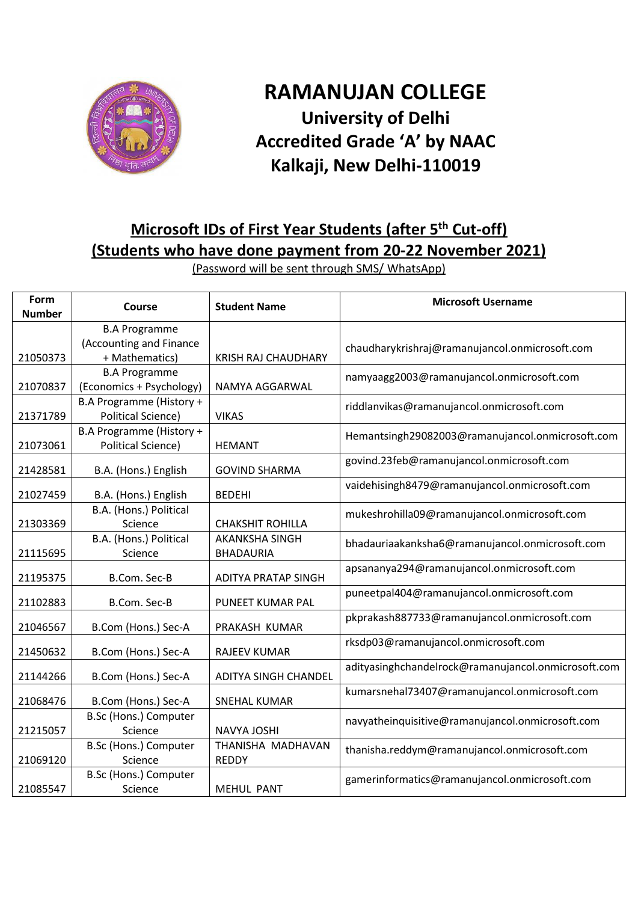# RAMANUJAN COLLEGE

## University of Delhi
## Accredited Grade 'A' by NAAC
## Kalkaji, New Delhi-110019

### Microsoft IDs of First Year Students (after 5th Cut-off)
### (Students who have done payment from 20-22 November 2021)

(Password will be sent through SMS/ WhatsApp)

| Form Number | Course | Student Name | Microsoft Username |
|---|---|---|---|
| 21050373 | B.A Programme (Accounting and Finance + Mathematics) | KRISH RAJ CHAUDHARY | chaudharykrishraj@ramanujancol.onmicrosoft.com |
| 21070837 | B.A Programme (Economics + Psychology) | NAMYA AGGARWAL | namyaagg2003@ramanujancol.onmicrosoft.com |
| 21371789 | B.A Programme (History + Political Science) | VIKAS | riddlanvikas@ramanujancol.onmicrosoft.com |
| 21073061 | B.A Programme (History + Political Science) | HEMANT | Hemantsingh29082003@ramanujancol.onmicrosoft.com |
| 21428581 | B.A. (Hons.) English | GOVIND SHARMA | govind.23feb@ramanujancol.onmicrosoft.com |
| 21027459 | B.A. (Hons.) English | BEDEHI | vaidehisingh8479@ramanujancol.onmicrosoft.com |
| 21303369 | B.A. (Hons.) Political Science | CHAKSHIT ROHILLA | mukeshrohilla09@ramanujancol.onmicrosoft.com |
| 21115695 | B.A. (Hons.) Political Science | AKANKSHA SINGH BHADAURIA | bhadauriaakanksha6@ramanujancol.onmicrosoft.com |
| 21195375 | B.Com. Sec-B | ADITYA PRATAP SINGH | apsananya294@ramanujancol.onmicrosoft.com |
| 21102883 | B.Com. Sec-B | PUNEET KUMAR PAL | puneetpal404@ramanujancol.onmicrosoft.com |
| 21046567 | B.Com (Hons.) Sec-A | PRAKASH KUMAR | pkprakash887733@ramanujancol.onmicrosoft.com |
| 21450632 | B.Com (Hons.) Sec-A | RAJEEV KUMAR | rksdp03@ramanujancol.onmicrosoft.com |
| 21144266 | B.Com (Hons.) Sec-A | ADITYA SINGH CHANDEL | adityasinghchandelrock@ramanujancol.onmicrosoft.com |
| 21068476 | B.Com (Hons.) Sec-A | SNEHAL KUMAR | kumarsnehal73407@ramanujancol.onmicrosoft.com |
| 21215057 | B.Sc (Hons.) Computer Science | NAVYA JOSHI | navyatheinquisitive@ramanujancol.onmicrosoft.com |
| 21069120 | B.Sc (Hons.) Computer Science | THANISHA MADHAVAN REDDY | thanisha.reddym@ramanujancol.onmicrosoft.com |
| 21085547 | B.Sc (Hons.) Computer Science | MEHUL PANT | gamerinformatics@ramanujancol.onmicrosoft.com |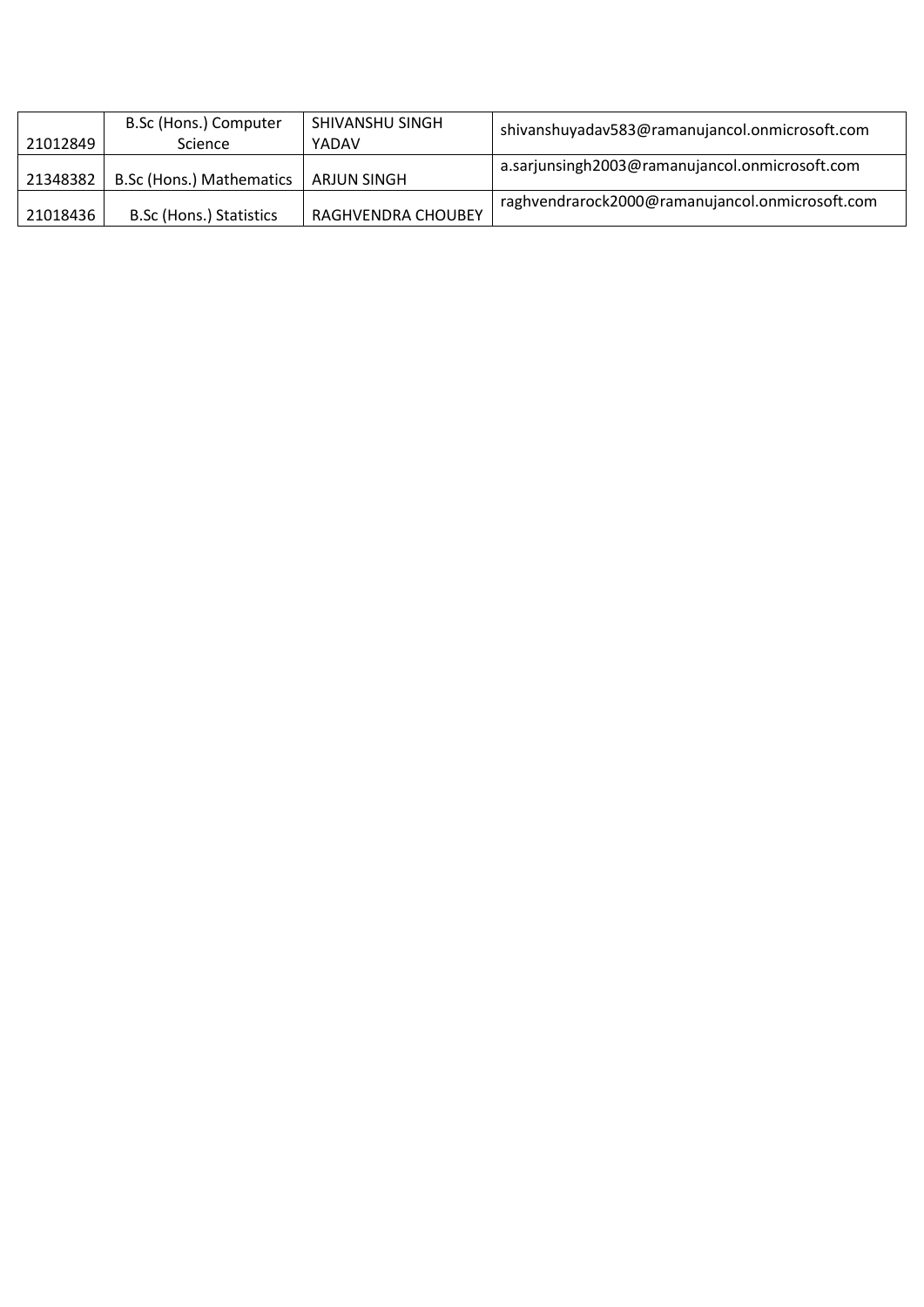| | | | |
|---|---|---|---|
| 21012849 | B.Sc (Hons.) Computer Science | SHIVANSHU SINGH YADAV | shivanshuyadav583@ramanujancol.onmicrosoft.com |
| 21348382 | B.Sc (Hons.) Mathematics | ARJUN SINGH | a.sarjunsingh2003@ramanujancol.onmicrosoft.com |
| 21018436 | B.Sc (Hons.) Statistics | RAGHVENDRA CHOUBEY | raghvendrarock2000@ramanujancol.onmicrosoft.com |